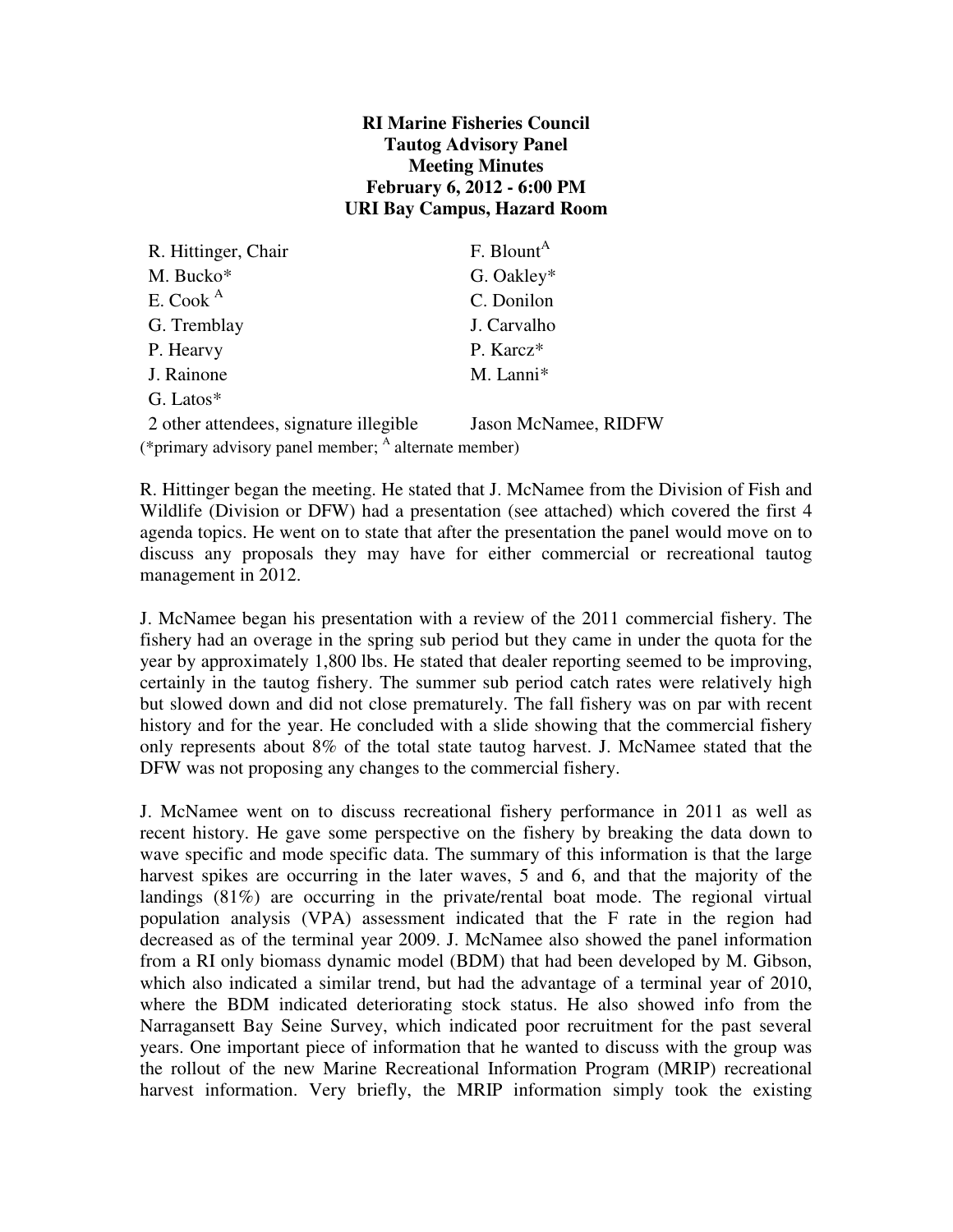**RI Marine Fisheries Council**
**Tautog Advisory Panel**
**Meeting Minutes**
**February 6, 2012 - 6:00 PM**
**URI Bay Campus, Hazard Room**

| | |
|---|---|
| R. Hittinger, Chair | F. Blount[A] |
| M. Bucko* | G. Oakley* |
| E. Cook [A] | C. Donilon |
| G. Tremblay | J. Carvalho |
| P. Hearvy | P. Karcz* |
| J. Rainone | M. Lanni* |
| G. Latos* | |
| 2 other attendees, signature illegible | Jason McNamee, RIDFW |

(*primary advisory panel member; [A] alternate member)

R. Hittinger began the meeting. He stated that J. McNamee from the Division of Fish and Wildlife (Division or DFW) had a presentation (see attached) which covered the first 4 agenda topics. He went on to state that after the presentation the panel would move on to discuss any proposals they may have for either commercial or recreational tautog management in 2012.

J. McNamee began his presentation with a review of the 2011 commercial fishery. The fishery had an overage in the spring sub period but they came in under the quota for the year by approximately 1,800 lbs. He stated that dealer reporting seemed to be improving, certainly in the tautog fishery. The summer sub period catch rates were relatively high but slowed down and did not close prematurely. The fall fishery was on par with recent history and for the year. He concluded with a slide showing that the commercial fishery only represents about 8% of the total state tautog harvest. J. McNamee stated that the DFW was not proposing any changes to the commercial fishery.

J. McNamee went on to discuss recreational fishery performance in 2011 as well as recent history. He gave some perspective on the fishery by breaking the data down to wave specific and mode specific data. The summary of this information is that the large harvest spikes are occurring in the later waves, 5 and 6, and that the majority of the landings (81%) are occurring in the private/rental boat mode. The regional virtual population analysis (VPA) assessment indicated that the F rate in the region had decreased as of the terminal year 2009. J. McNamee also showed the panel information from a RI only biomass dynamic model (BDM) that had been developed by M. Gibson, which also indicated a similar trend, but had the advantage of a terminal year of 2010, where the BDM indicated deteriorating stock status. He also showed info from the Narragansett Bay Seine Survey, which indicated poor recruitment for the past several years. One important piece of information that he wanted to discuss with the group was the rollout of the new Marine Recreational Information Program (MRIP) recreational harvest information. Very briefly, the MRIP information simply took the existing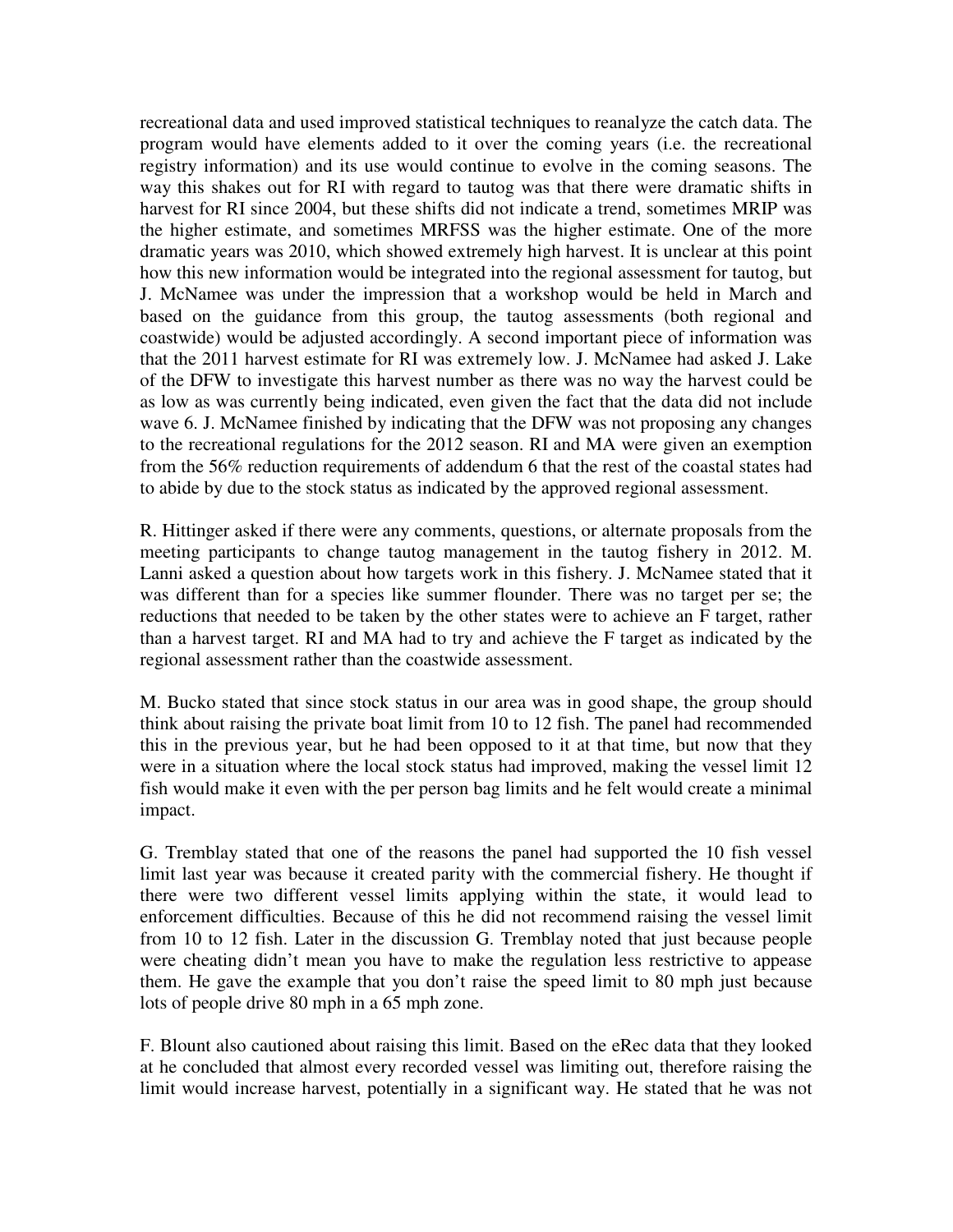recreational data and used improved statistical techniques to reanalyze the catch data. The program would have elements added to it over the coming years (i.e. the recreational registry information) and its use would continue to evolve in the coming seasons. The way this shakes out for RI with regard to tautog was that there were dramatic shifts in harvest for RI since 2004, but these shifts did not indicate a trend, sometimes MRIP was the higher estimate, and sometimes MRFSS was the higher estimate. One of the more dramatic years was 2010, which showed extremely high harvest. It is unclear at this point how this new information would be integrated into the regional assessment for tautog, but J. McNamee was under the impression that a workshop would be held in March and based on the guidance from this group, the tautog assessments (both regional and coastwide) would be adjusted accordingly. A second important piece of information was that the 2011 harvest estimate for RI was extremely low. J. McNamee had asked J. Lake of the DFW to investigate this harvest number as there was no way the harvest could be as low as was currently being indicated, even given the fact that the data did not include wave 6. J. McNamee finished by indicating that the DFW was not proposing any changes to the recreational regulations for the 2012 season. RI and MA were given an exemption from the 56% reduction requirements of addendum 6 that the rest of the coastal states had to abide by due to the stock status as indicated by the approved regional assessment.

R. Hittinger asked if there were any comments, questions, or alternate proposals from the meeting participants to change tautog management in the tautog fishery in 2012. M. Lanni asked a question about how targets work in this fishery. J. McNamee stated that it was different than for a species like summer flounder. There was no target per se; the reductions that needed to be taken by the other states were to achieve an F target, rather than a harvest target. RI and MA had to try and achieve the F target as indicated by the regional assessment rather than the coastwide assessment.

M. Bucko stated that since stock status in our area was in good shape, the group should think about raising the private boat limit from 10 to 12 fish. The panel had recommended this in the previous year, but he had been opposed to it at that time, but now that they were in a situation where the local stock status had improved, making the vessel limit 12 fish would make it even with the per person bag limits and he felt would create a minimal impact.

G. Tremblay stated that one of the reasons the panel had supported the 10 fish vessel limit last year was because it created parity with the commercial fishery. He thought if there were two different vessel limits applying within the state, it would lead to enforcement difficulties. Because of this he did not recommend raising the vessel limit from 10 to 12 fish. Later in the discussion G. Tremblay noted that just because people were cheating didn't mean you have to make the regulation less restrictive to appease them. He gave the example that you don't raise the speed limit to 80 mph just because lots of people drive 80 mph in a 65 mph zone.

F. Blount also cautioned about raising this limit. Based on the eRec data that they looked at he concluded that almost every recorded vessel was limiting out, therefore raising the limit would increase harvest, potentially in a significant way. He stated that he was not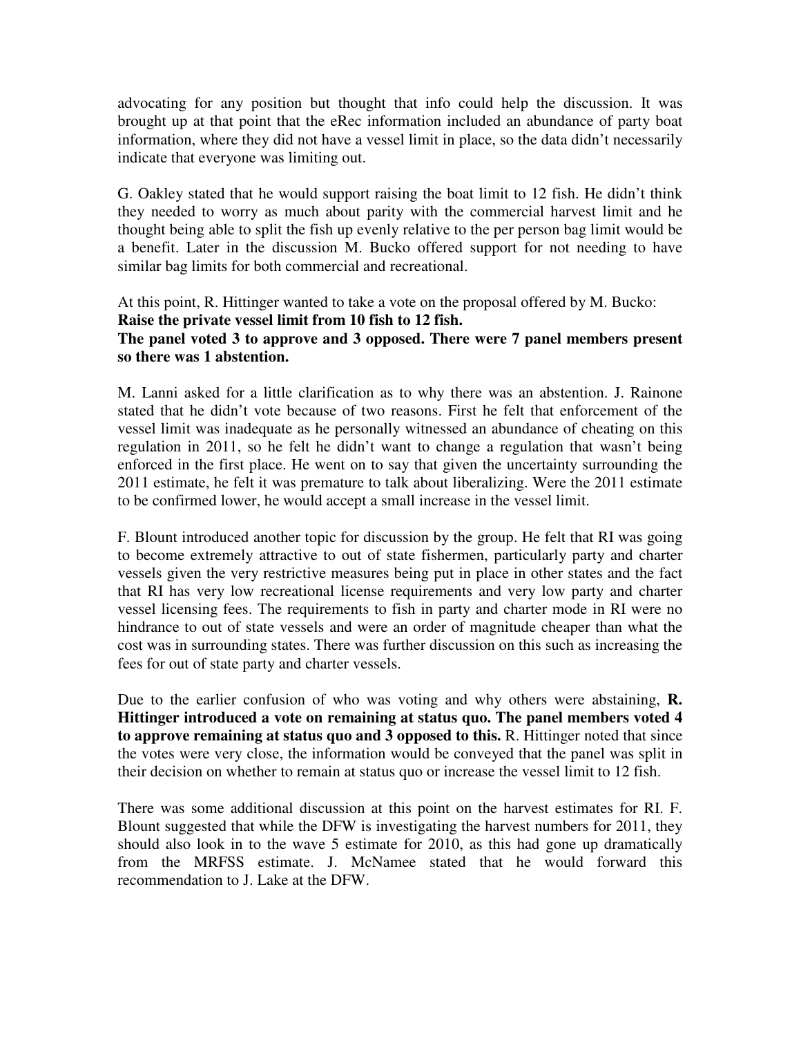advocating for any position but thought that info could help the discussion. It was brought up at that point that the eRec information included an abundance of party boat information, where they did not have a vessel limit in place, so the data didn't necessarily indicate that everyone was limiting out.

G. Oakley stated that he would support raising the boat limit to 12 fish. He didn't think they needed to worry as much about parity with the commercial harvest limit and he thought being able to split the fish up evenly relative to the per person bag limit would be a benefit. Later in the discussion M. Bucko offered support for not needing to have similar bag limits for both commercial and recreational.

At this point, R. Hittinger wanted to take a vote on the proposal offered by M. Bucko:
**Raise the private vessel limit from 10 fish to 12 fish.**
**The panel voted 3 to approve and 3 opposed. There were 7 panel members present so there was 1 abstention.**

M. Lanni asked for a little clarification as to why there was an abstention. J. Rainone stated that he didn't vote because of two reasons. First he felt that enforcement of the vessel limit was inadequate as he personally witnessed an abundance of cheating on this regulation in 2011, so he felt he didn't want to change a regulation that wasn't being enforced in the first place. He went on to say that given the uncertainty surrounding the 2011 estimate, he felt it was premature to talk about liberalizing. Were the 2011 estimate to be confirmed lower, he would accept a small increase in the vessel limit.

F. Blount introduced another topic for discussion by the group. He felt that RI was going to become extremely attractive to out of state fishermen, particularly party and charter vessels given the very restrictive measures being put in place in other states and the fact that RI has very low recreational license requirements and very low party and charter vessel licensing fees. The requirements to fish in party and charter mode in RI were no hindrance to out of state vessels and were an order of magnitude cheaper than what the cost was in surrounding states. There was further discussion on this such as increasing the fees for out of state party and charter vessels.

Due to the earlier confusion of who was voting and why others were abstaining, **R. Hittinger introduced a vote on remaining at status quo. The panel members voted 4 to approve remaining at status quo and 3 opposed to this.** R. Hittinger noted that since the votes were very close, the information would be conveyed that the panel was split in their decision on whether to remain at status quo or increase the vessel limit to 12 fish.

There was some additional discussion at this point on the harvest estimates for RI. F. Blount suggested that while the DFW is investigating the harvest numbers for 2011, they should also look in to the wave 5 estimate for 2010, as this had gone up dramatically from the MRFSS estimate. J. McNamee stated that he would forward this recommendation to J. Lake at the DFW.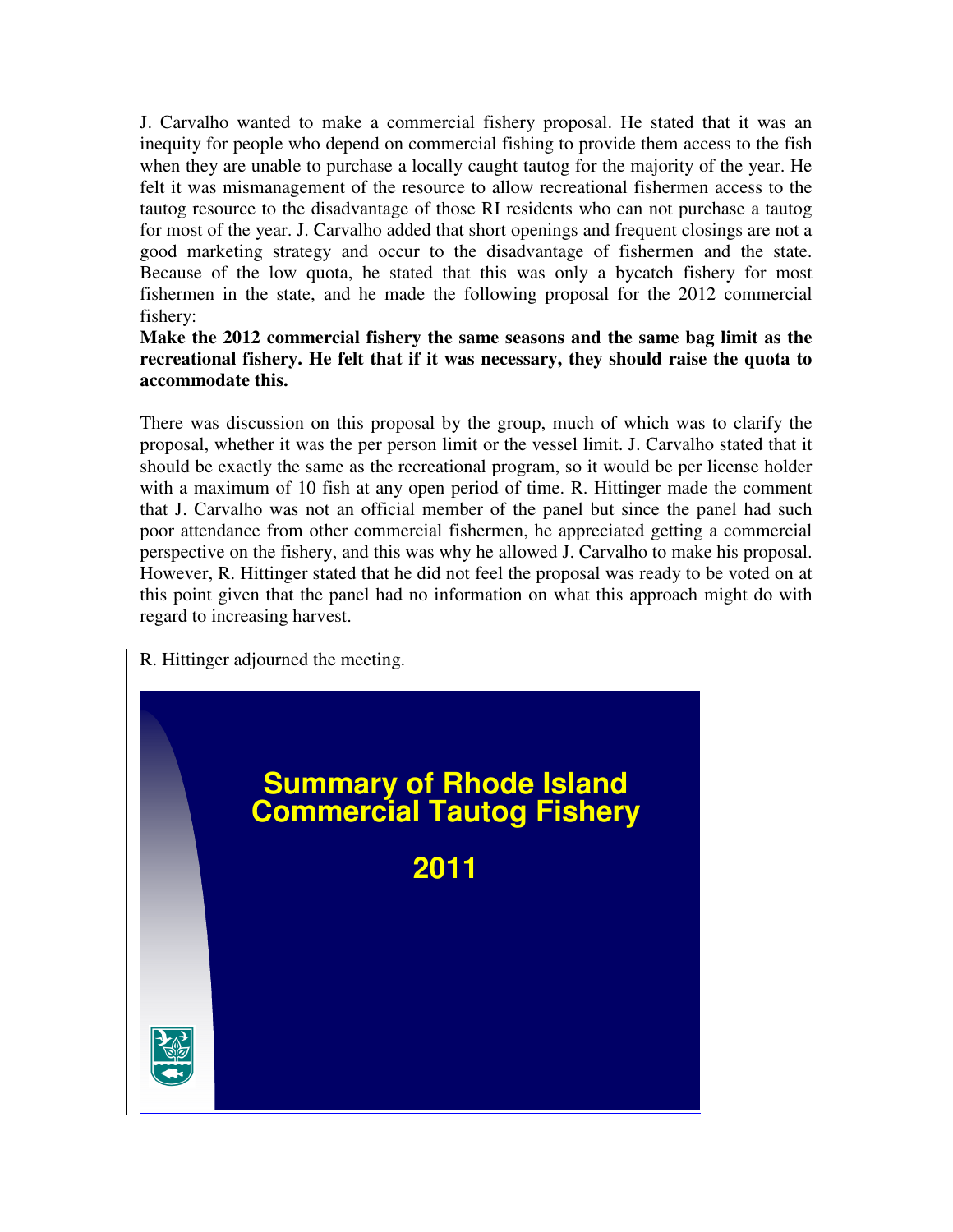J. Carvalho wanted to make a commercial fishery proposal. He stated that it was an inequity for people who depend on commercial fishing to provide them access to the fish when they are unable to purchase a locally caught tautog for the majority of the year. He felt it was mismanagement of the resource to allow recreational fishermen access to the tautog resource to the disadvantage of those RI residents who can not purchase a tautog for most of the year. J. Carvalho added that short openings and frequent closings are not a good marketing strategy and occur to the disadvantage of fishermen and the state. Because of the low quota, he stated that this was only a bycatch fishery for most fishermen in the state, and he made the following proposal for the 2012 commercial fishery:

**Make the 2012 commercial fishery the same seasons and the same bag limit as the recreational fishery. He felt that if it was necessary, they should raise the quota to accommodate this.**

There was discussion on this proposal by the group, much of which was to clarify the proposal, whether it was the per person limit or the vessel limit. J. Carvalho stated that it should be exactly the same as the recreational program, so it would be per license holder with a maximum of 10 fish at any open period of time. R. Hittinger made the comment that J. Carvalho was not an official member of the panel but since the panel had such poor attendance from other commercial fishermen, he appreciated getting a commercial perspective on the fishery, and this was why he allowed J. Carvalho to make his proposal. However, R. Hittinger stated that he did not feel the proposal was ready to be voted on at this point given that the panel had no information on what this approach might do with regard to increasing harvest.

R. Hittinger adjourned the meeting.

## Summary of Rhode Island Commercial Tautog Fishery

## 2011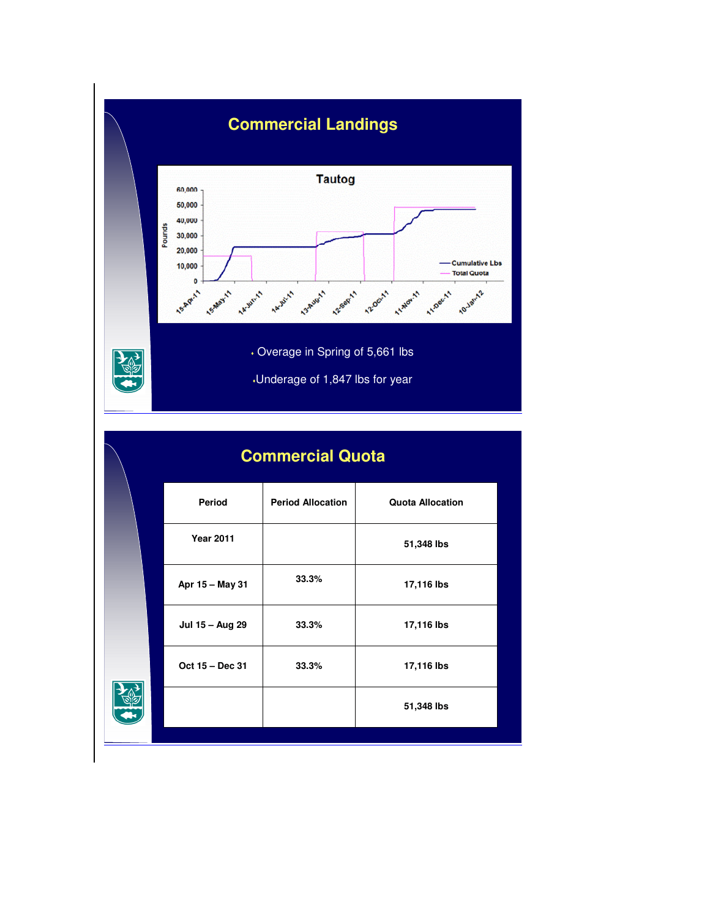## Commercial Landings

**Tautog**

- Overage in Spring of 5,661 lbs
- Underage of 1,847 lbs for year

## Commercial Quota

| Period | Period Allocation | Quota Allocation |
| --- | --- | --- |
| Year 2011 | | 51,348 lbs |
| Apr 15 – May 31 | 33.3% | 17,116 lbs |
| Jul 15 – Aug 29 | 33.3% | 17,116 lbs |
| Oct 15 – Dec 31 | 33.3% | 17,116 lbs |
| | | 51,348 lbs |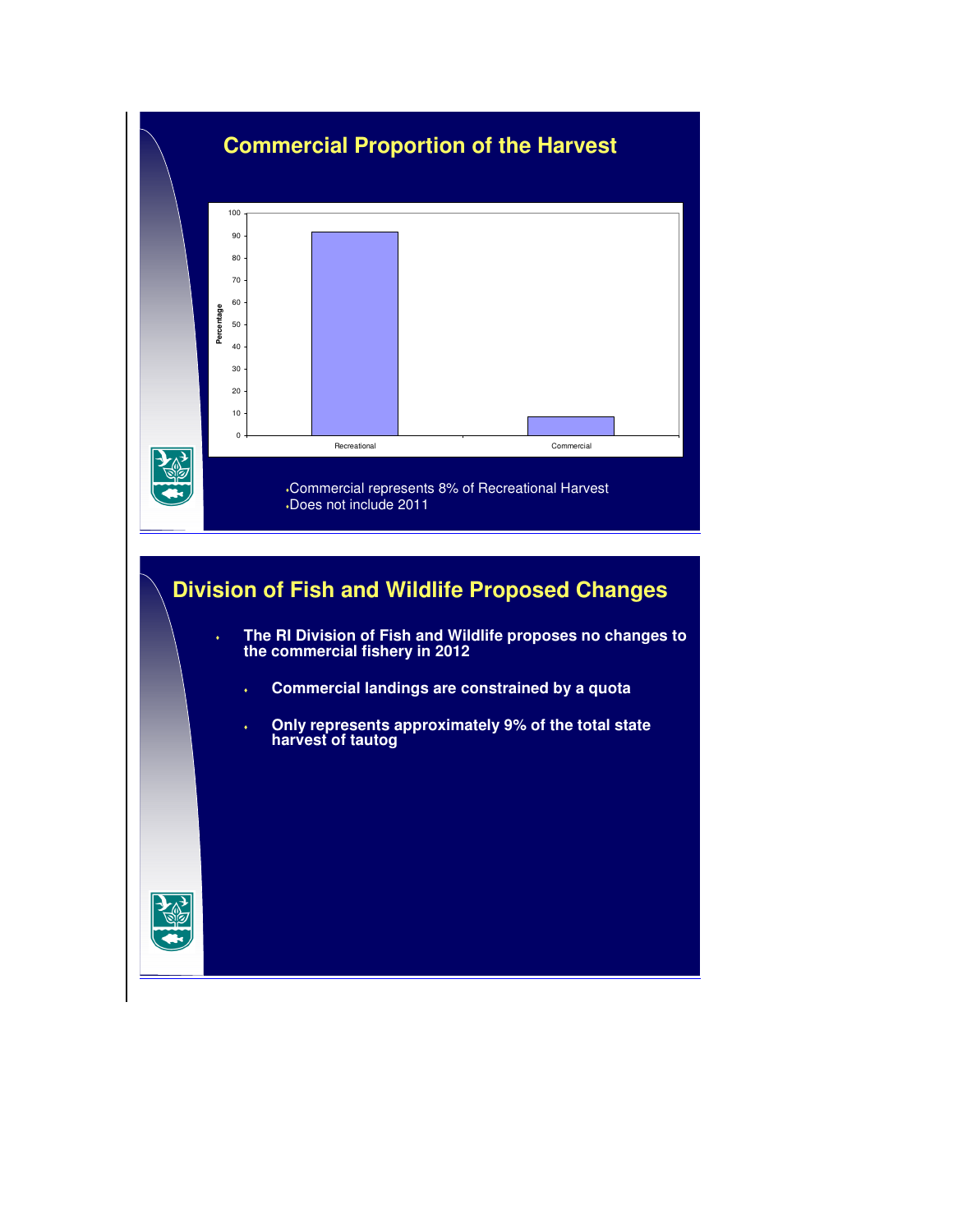## Commercial Proportion of the Harvest

- Commercial represents 8% of Recreational Harvest
- Does not include 2011

## Division of Fish and Wildlife Proposed Changes

- **The RI Division of Fish and Wildlife proposes no changes to the commercial fishery in 2012**
  - **Commercial landings are constrained by a quota**
  - **Only represents approximately 9% of the total state harvest of tautog**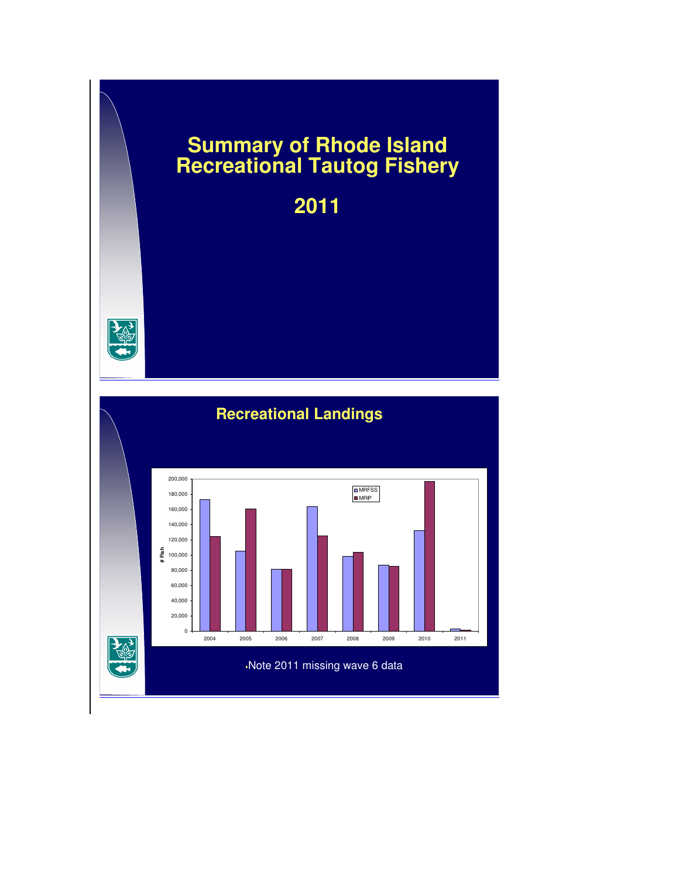# Summary of Rhode Island Recreational Tautog Fishery

## 2011

## Recreational Landings

•Note 2011 missing wave 6 data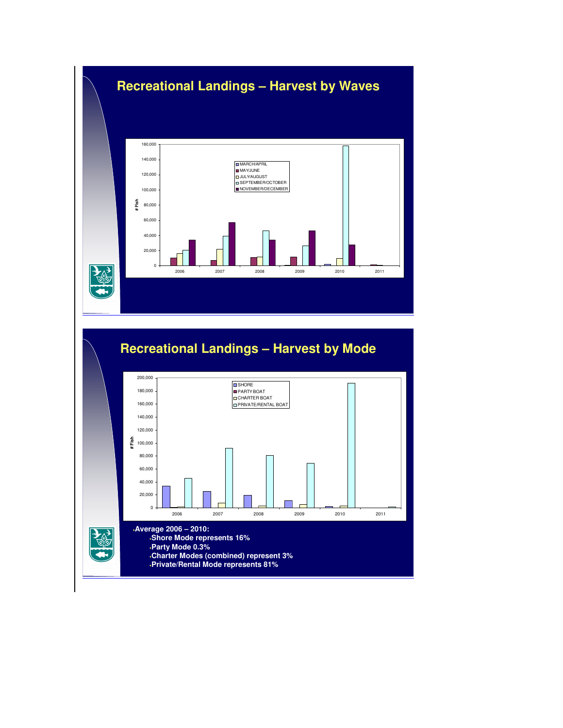## Recreational Landings – Harvest by Waves

## Recreational Landings – Harvest by Mode

- Average 2006 – 2010:
  - Shore Mode represents 16%
  - Party Mode 0.3%
  - Charter Modes (combined) represent 3%
  - Private/Rental Mode represents 81%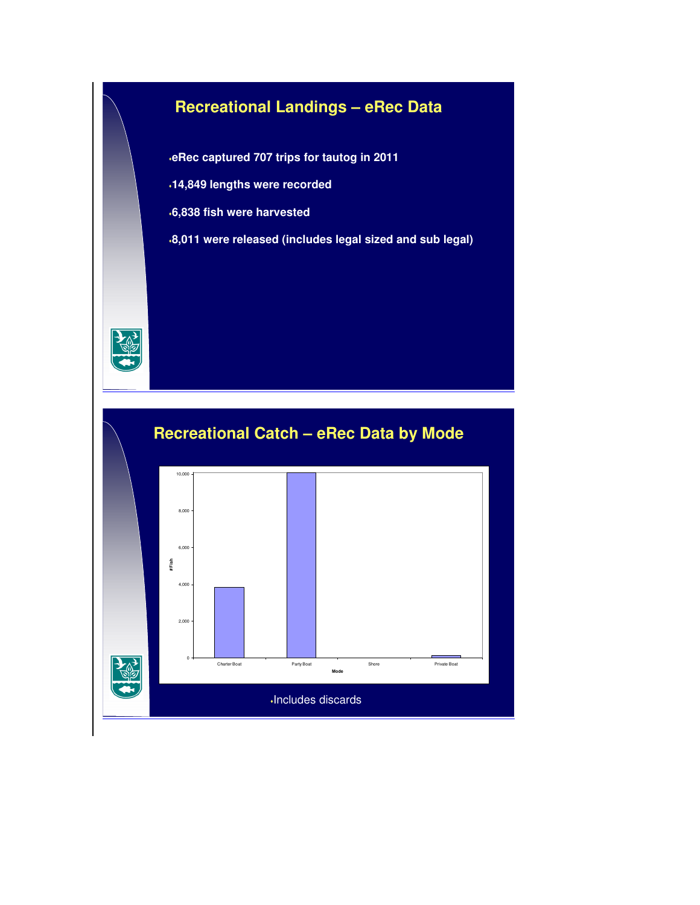## Recreational Landings – eRec Data

- eRec captured 707 trips for tautog in 2011
- 14,849 lengths were recorded
- 6,838 fish were harvested
- 8,011 were released (includes legal sized and sub legal)

## Recreational Catch – eRec Data by Mode

- Includes discards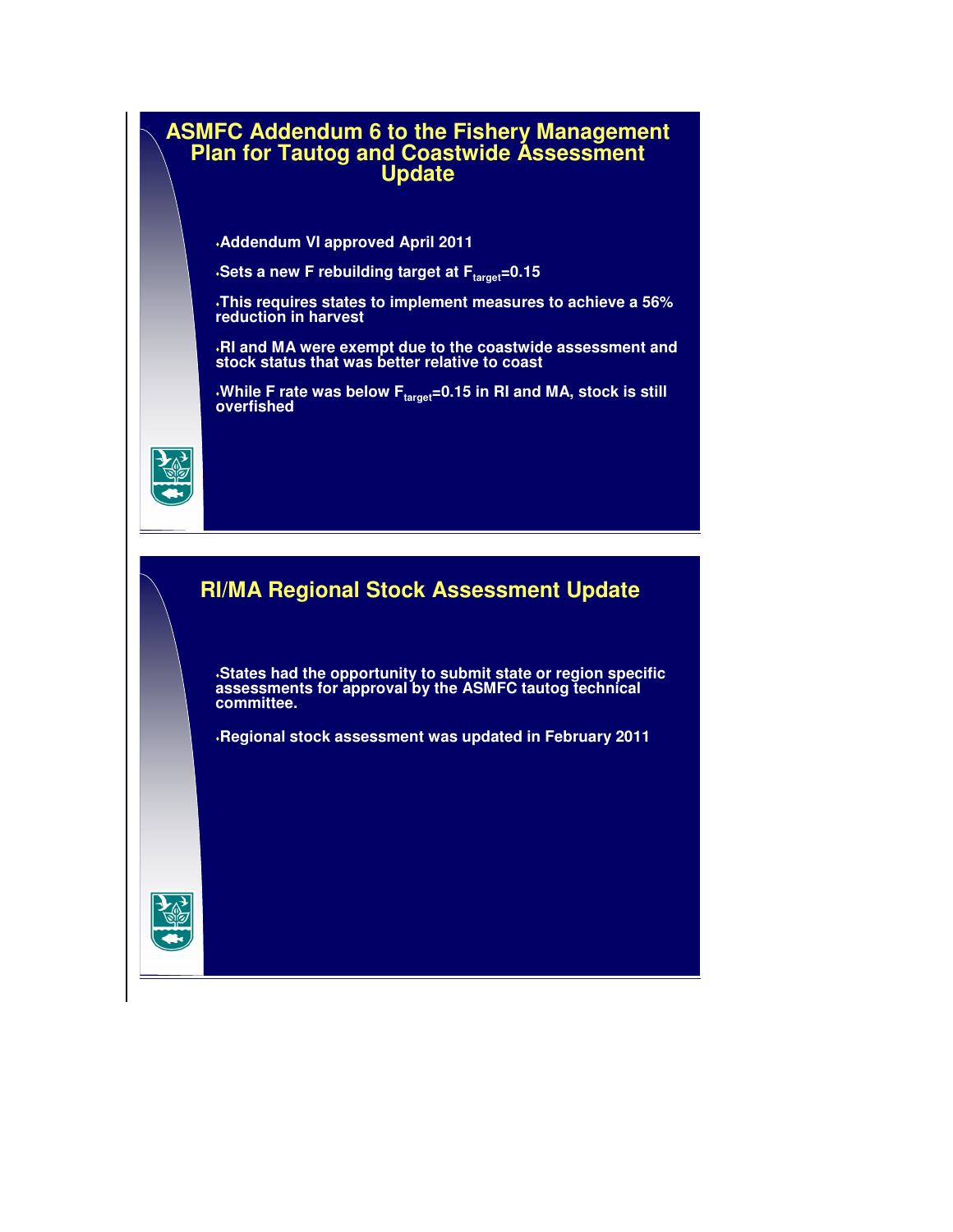## ASMFC Addendum 6 to the Fishery Management Plan for Tautog and Coastwide Assessment Update

- Addendum VI approved April 2011
- Sets a new F rebuilding target at $F_{target}$=0.15
- This requires states to implement measures to achieve a 56% reduction in harvest
- RI and MA were exempt due to the coastwide assessment and stock status that was better relative to coast
- While F rate was below $F_{target}$=0.15 in RI and MA, stock is still overfished

## RI/MA Regional Stock Assessment Update

- States had the opportunity to submit state or region specific assessments for approval by the ASMFC tautog technical committee.
- Regional stock assessment was updated in February 2011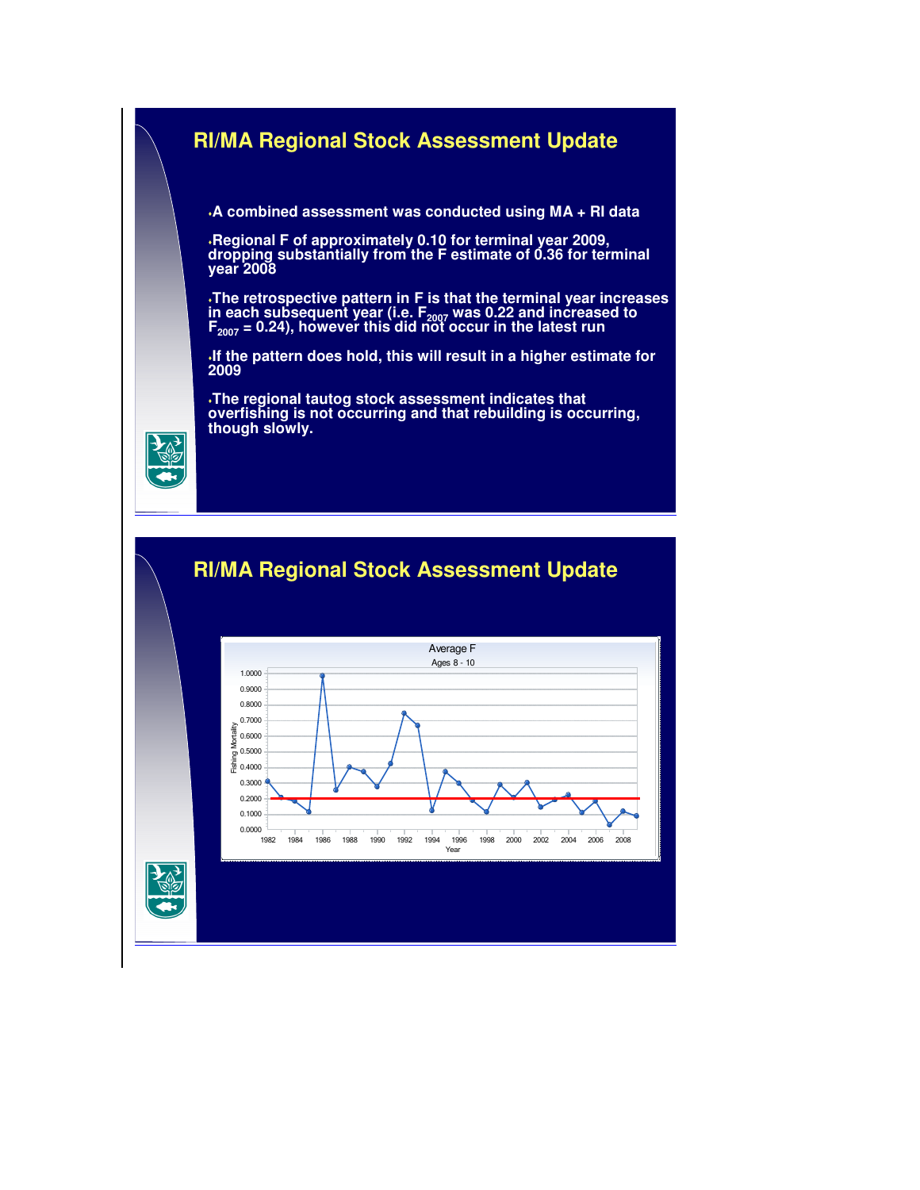## RI/MA Regional Stock Assessment Update

- A combined assessment was conducted using MA + RI data
- Regional F of approximately 0.10 for terminal year 2009, dropping substantially from the F estimate of 0.36 for terminal year 2008
- The retrospective pattern in F is that the terminal year increases in each subsequent year (i.e. $F_{2007}$ was 0.22 and increased to $F_{2007}$ = 0.24), however this did not occur in the latest run
- If the pattern does hold, this will result in a higher estimate for 2009
- The regional tautog stock assessment indicates that overfishing is not occurring and that rebuilding is occurring, though slowly.

## RI/MA Regional Stock Assessment Update

Average F

Ages 8 - 10

Fishing Mortality (y-axis: 0.0000–1.0000); Year (x-axis: 1982–2008)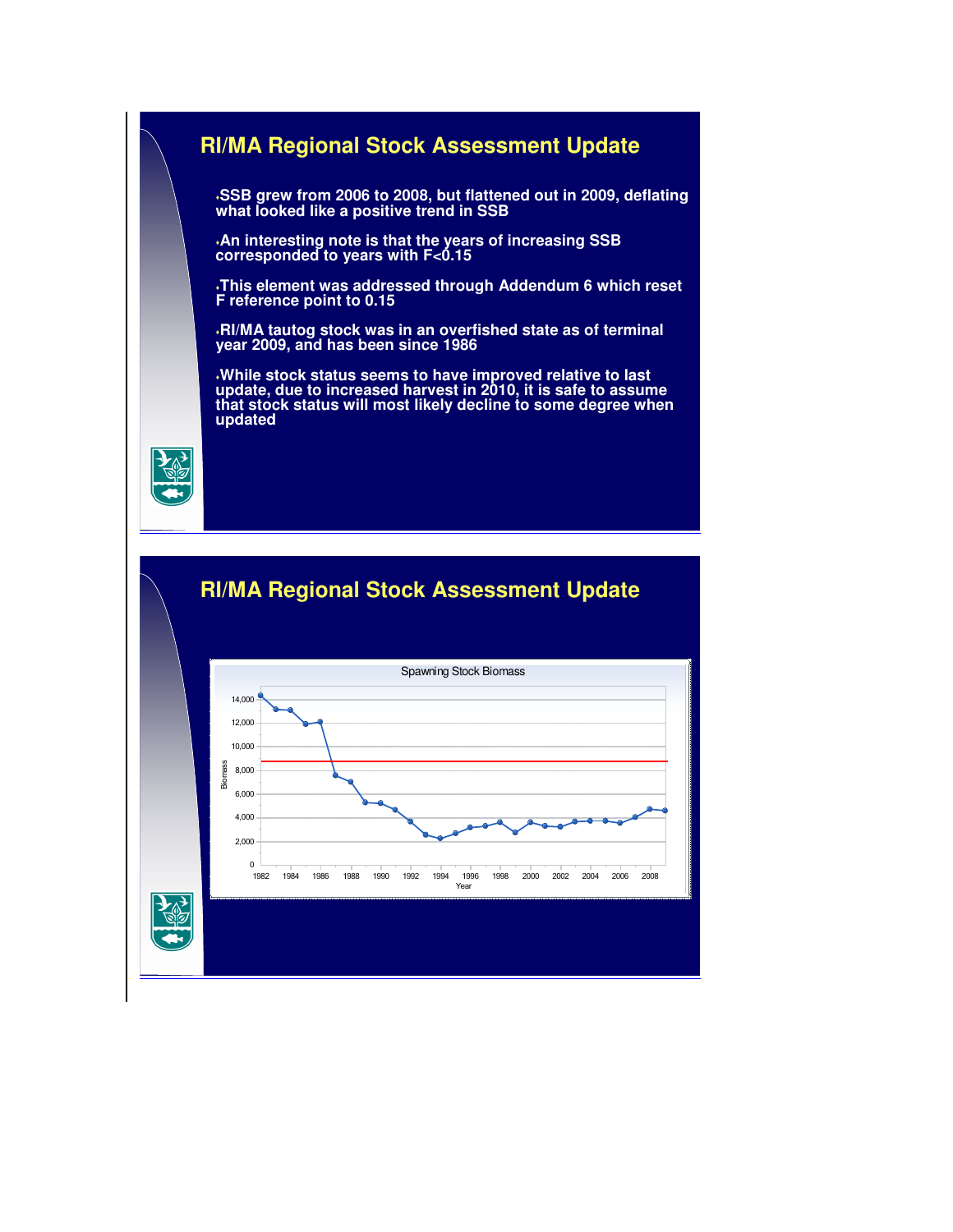## RI/MA Regional Stock Assessment Update

- SSB grew from 2006 to 2008, but flattened out in 2009, deflating what looked like a positive trend in SSB
- An interesting note is that the years of increasing SSB corresponded to years with $F<0.15$
- This element was addressed through Addendum 6 which reset F reference point to 0.15
- RI/MA tautog stock was in an overfished state as of terminal year 2009, and has been since 1986
- While stock status seems to have improved relative to last update, due to increased harvest in 2010, it is safe to assume that stock status will most likely decline to some degree when updated

## RI/MA Regional Stock Assessment Update

Spawning Stock Biomass

Biomass (0–14,000) by Year (1982–2008)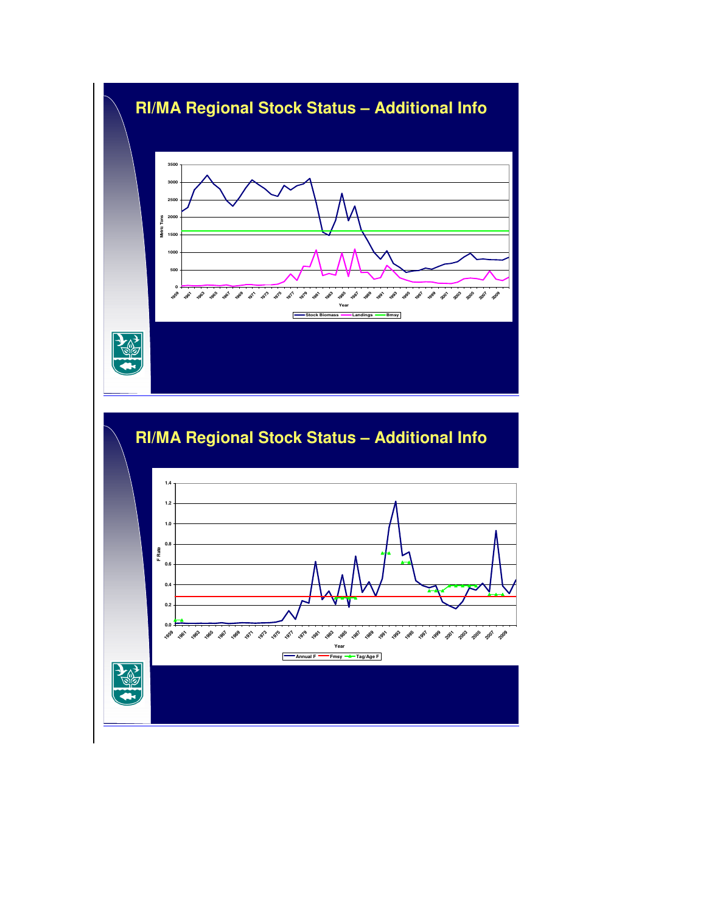# RI/MA Regional Stock Status – Additional Info

Metric Tons

Year

Stock Biomass — Landings — Bmsy

# RI/MA Regional Stock Status – Additional Info

F Rate

Year

Annual F — Fmsy — Tag/Age F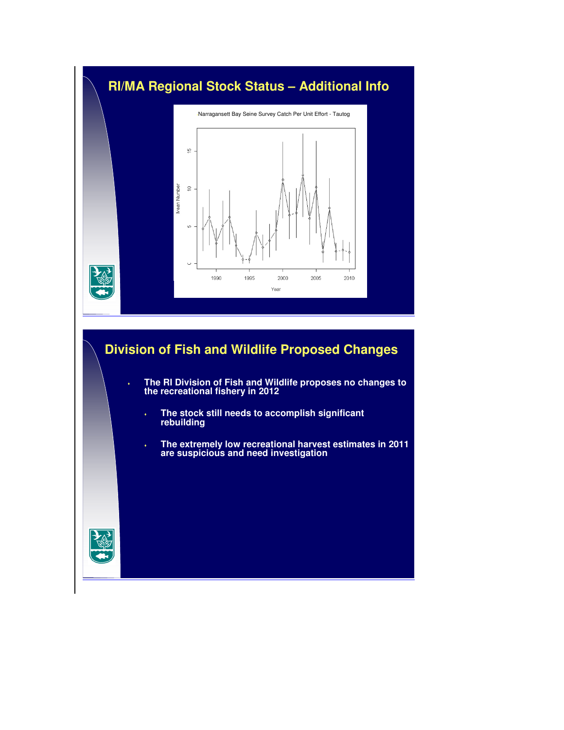## RI/MA Regional Stock Status – Additional Info

Narragansett Bay Seine Survey Catch Per Unit Effort - Tautog

Mean Number

0
5
10
15

1990
1995
2000
2005
2010

Year

## Division of Fish and Wildlife Proposed Changes

- The RI Division of Fish and Wildlife proposes no changes to the recreational fishery in 2012
  - The stock still needs to accomplish significant rebuilding
  - The extremely low recreational harvest estimates in 2011 are suspicious and need investigation